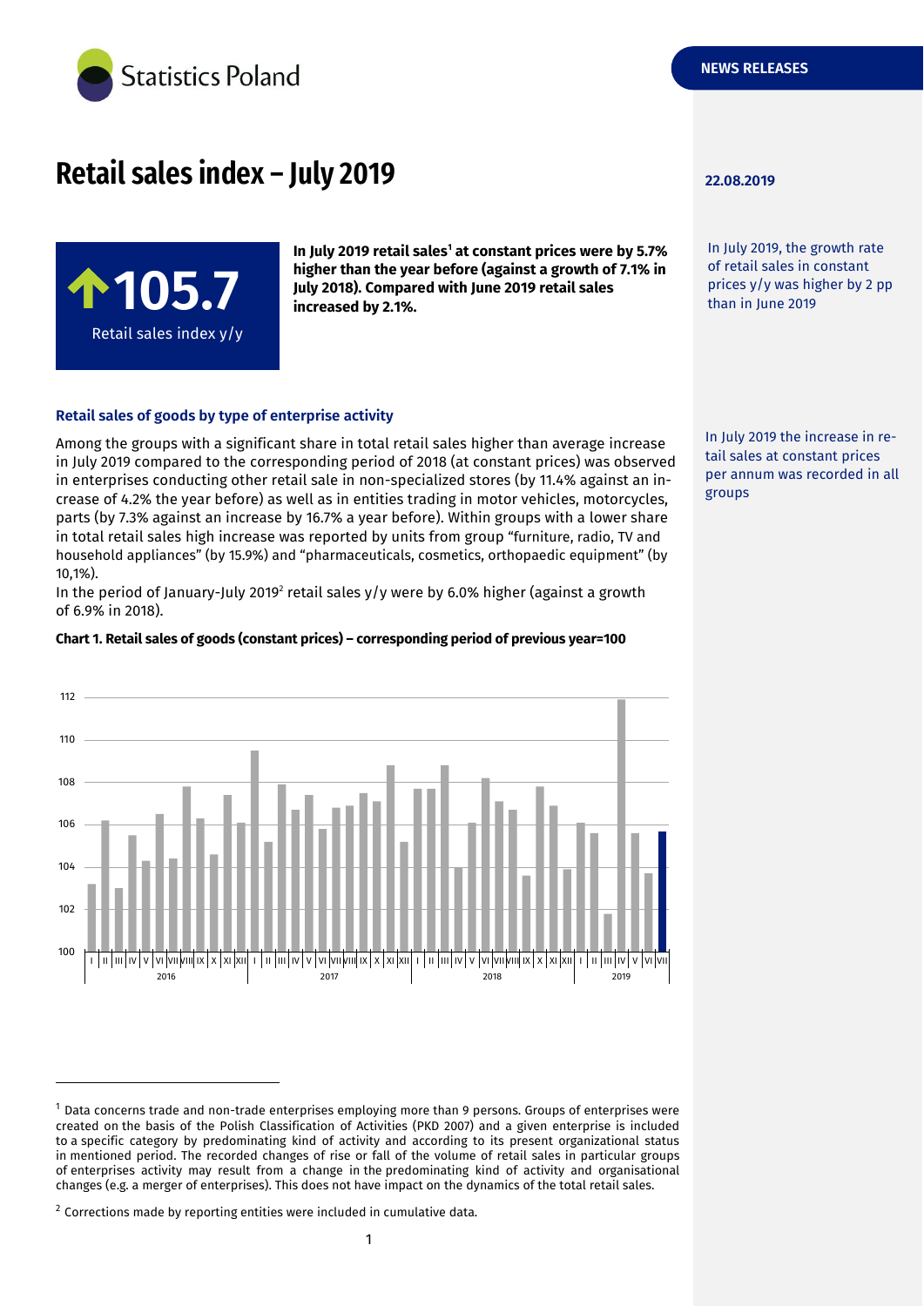Statistics Poland

NEWS RELEASES

# Retail sales index – July 2019

22.08.2019

**↑105.7**

Retail sales index y/y

**In July 2019 retail sales[1] at constant prices were by 5.7% higher than the year before (against a growth of 7.1% in July 2018). Compared with June 2019 retail sales increased by 2.1%.**

In July 2019, the growth rate of retail sales in constant prices y/y was higher by 2 pp than in June 2019

### Retail sales of goods by type of enterprise activity

In July 2019 the increase in retail sales at constant prices per annum was recorded in all groups

Among the groups with a significant share in total retail sales higher than average increase in July 2019 compared to the corresponding period of 2018 (at constant prices) was observed in enterprises conducting other retail sale in non-specialized stores (by 11.4% against an increase of 4.2% the year before) as well as in entities trading in motor vehicles, motorcycles, parts (by 7.3% against an increase by 16.7% a year before). Within groups with a lower share in total retail sales high increase was reported by units from group "furniture, radio, TV and household appliances" (by 15.9%) and "pharmaceuticals, cosmetics, orthopaedic equipment" (by 10,1%).

In the period of January-July 2019[2] retail sales y/y were by 6.0% higher (against a growth of 6.9% in 2018).

**Chart 1. Retail sales of goods (constant prices) – corresponding period of previous year=100**

---

[1] Data concerns trade and non-trade enterprises employing more than 9 persons. Groups of enterprises were created on the basis of the Polish Classification of Activities (PKD 2007) and a given enterprise is included to a specific category by predominating kind of activity and according to its present organizational status in mentioned period. The recorded changes of rise or fall of the volume of retail sales in particular groups of enterprises activity may result from a change in the predominating kind of activity and organisational changes (e.g. a merger of enterprises). This does not have impact on the dynamics of the total retail sales.

[2] Corrections made by reporting entities were included in cumulative data.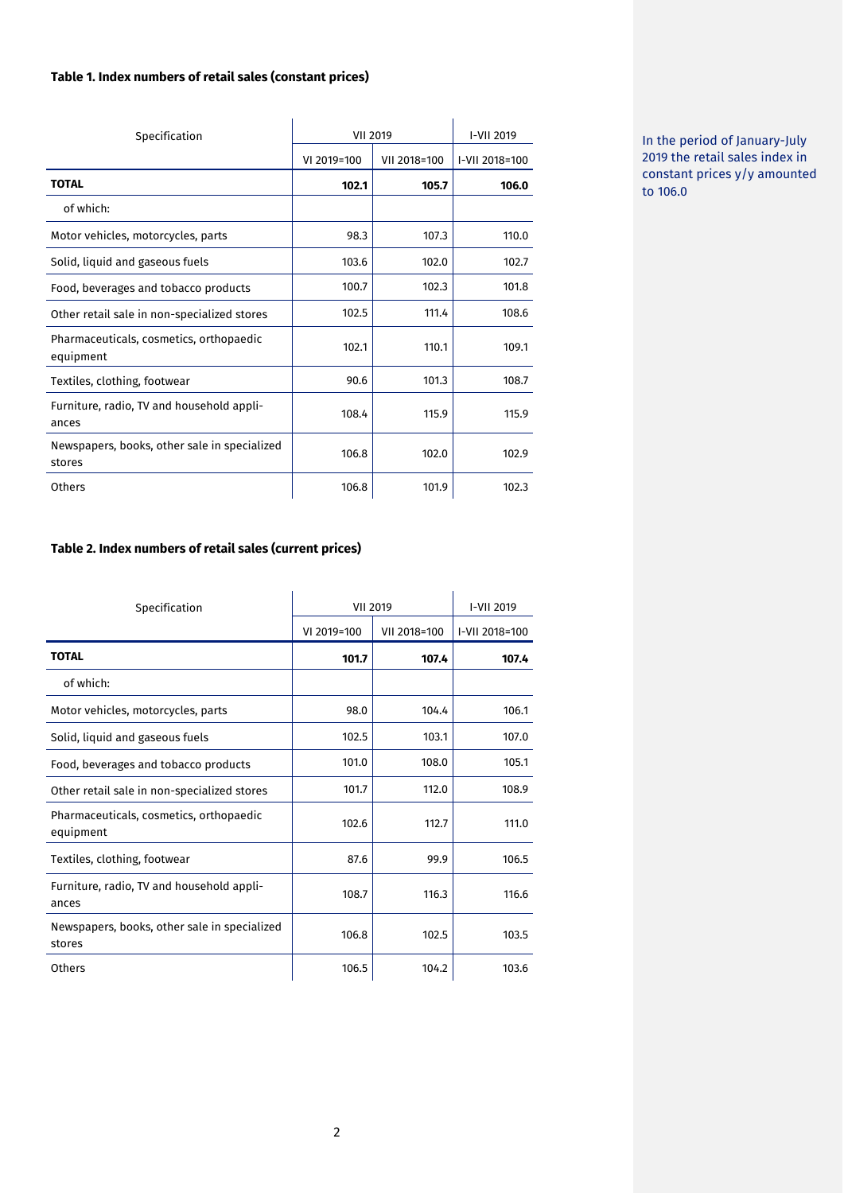### Table 1. Index numbers of retail sales (constant prices)

| Specification | VII 2019 | | I-VII 2019 |
|---|---|---|---|
| | VI 2019=100 | VII 2018=100 | I-VII 2018=100 |
| **TOTAL** | **102.1** | **105.7** | **106.0** |
| of which: | | | |
| Motor vehicles, motorcycles, parts | 98.3 | 107.3 | 110.0 |
| Solid, liquid and gaseous fuels | 103.6 | 102.0 | 102.7 |
| Food, beverages and tobacco products | 100.7 | 102.3 | 101.8 |
| Other retail sale in non-specialized stores | 102.5 | 111.4 | 108.6 |
| Pharmaceuticals, cosmetics, orthopaedic equipment | 102.1 | 110.1 | 109.1 |
| Textiles, clothing, footwear | 90.6 | 101.3 | 108.7 |
| Furniture, radio, TV and household appliances | 108.4 | 115.9 | 115.9 |
| Newspapers, books, other sale in specialized stores | 106.8 | 102.0 | 102.9 |
| Others | 106.8 | 101.9 | 102.3 |

In the period of January-July 2019 the retail sales index in constant prices y/y amounted to 106.0

### Table 2. Index numbers of retail sales (current prices)

| Specification | VII 2019 | | I-VII 2019 |
|---|---|---|---|
| | VI 2019=100 | VII 2018=100 | I-VII 2018=100 |
| **TOTAL** | **101.7** | **107.4** | **107.4** |
| of which: | | | |
| Motor vehicles, motorcycles, parts | 98.0 | 104.4 | 106.1 |
| Solid, liquid and gaseous fuels | 102.5 | 103.1 | 107.0 |
| Food, beverages and tobacco products | 101.0 | 108.0 | 105.1 |
| Other retail sale in non-specialized stores | 101.7 | 112.0 | 108.9 |
| Pharmaceuticals, cosmetics, orthopaedic equipment | 102.6 | 112.7 | 111.0 |
| Textiles, clothing, footwear | 87.6 | 99.9 | 106.5 |
| Furniture, radio, TV and household appliances | 108.7 | 116.3 | 116.6 |
| Newspapers, books, other sale in specialized stores | 106.8 | 102.5 | 103.5 |
| Others | 106.5 | 104.2 | 103.6 |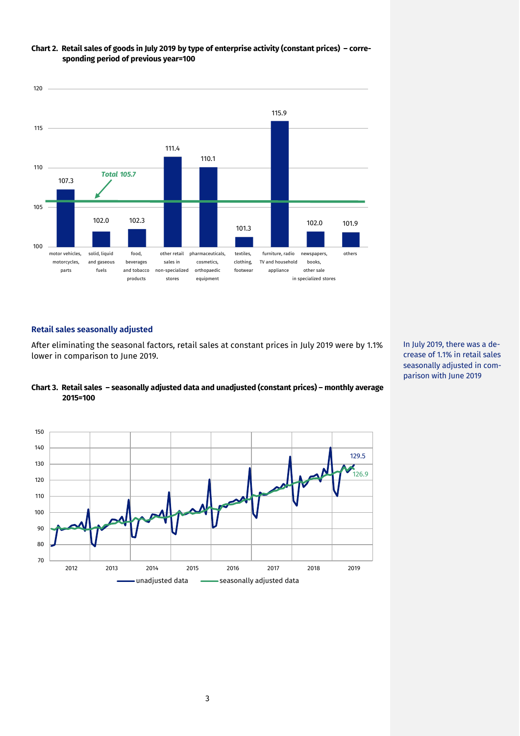**Chart 2. Retail sales of goods in July 2019 by type of enterprise activity (constant prices) – corresponding period of previous year=100**

| Type of enterprise activity | Index |
|---|---|
| motor vehicles, motorcycles, parts | 107.3 |
| solid, liquid and gaseous fuels | 102.0 |
| food, beverages and tobacco products | 102.3 |
| other retail sales in non-specialized stores | 111.4 |
| pharmaceuticals, cosmetics, orthopaedic equipment | 110.1 |
| textiles, clothing, footwear | 101.3 |
| furniture, radio TV and household appliance | 115.9 |
| newspapers, books, other sale in specialized stores | 102.0 |
| others | 101.9 |
| *Total* | *105.7* |

## Retail sales seasonally adjusted

After eliminating the seasonal factors, retail sales at constant prices in July 2019 were by 1.1% lower in comparison to June 2019.

In July 2019, there was a decrease of 1.1% in retail sales seasonally adjusted in comparison with June 2019

**Chart 3. Retail sales – seasonally adjusted data and unadjusted (constant prices) – monthly average 2015=100**

Latest values (July 2019): unadjusted data 129.5; seasonally adjusted data 126.9.

Legend: unadjusted data, seasonally adjusted data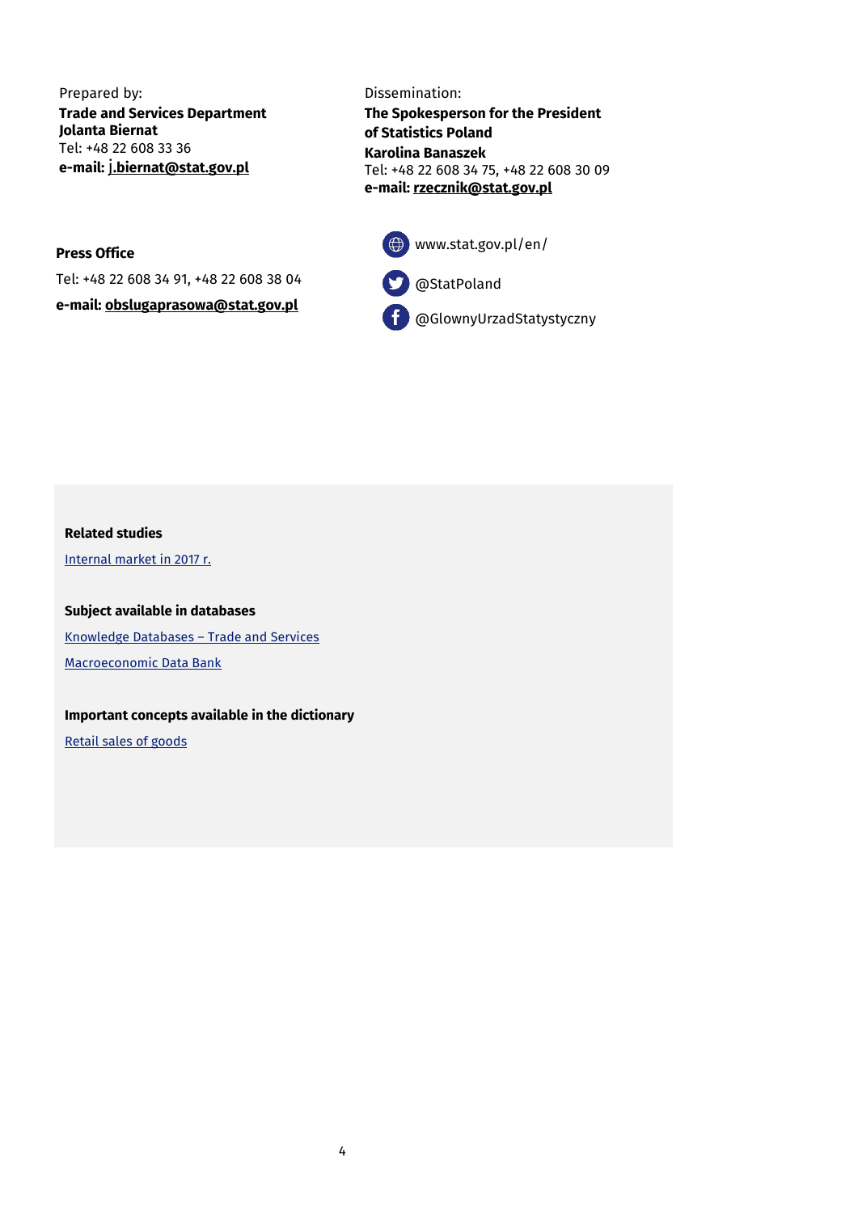Prepared by:
**Trade and Services Department**
**Jolanta Biernat**
Tel: +48 22 608 33 36
**e-mail: j.biernat@stat.gov.pl**

Dissemination:
**The Spokesperson for the President of Statistics Poland**
**Karolina Banaszek**
Tel: +48 22 608 34 75, +48 22 608 30 09
**e-mail: rzecznik@stat.gov.pl**

**Press Office**

Tel: +48 22 608 34 91, +48 22 608 38 04

**e-mail: obslugaprasowa@stat.gov.pl**

www.stat.gov.pl/en/

@StatPoland

@GlownyUrzadStatystyczny

**Related studies**

Internal market in 2017 r.

**Subject available in databases**

Knowledge Databases – Trade and Services

Macroeconomic Data Bank

**Important concepts available in the dictionary**

Retail sales of goods